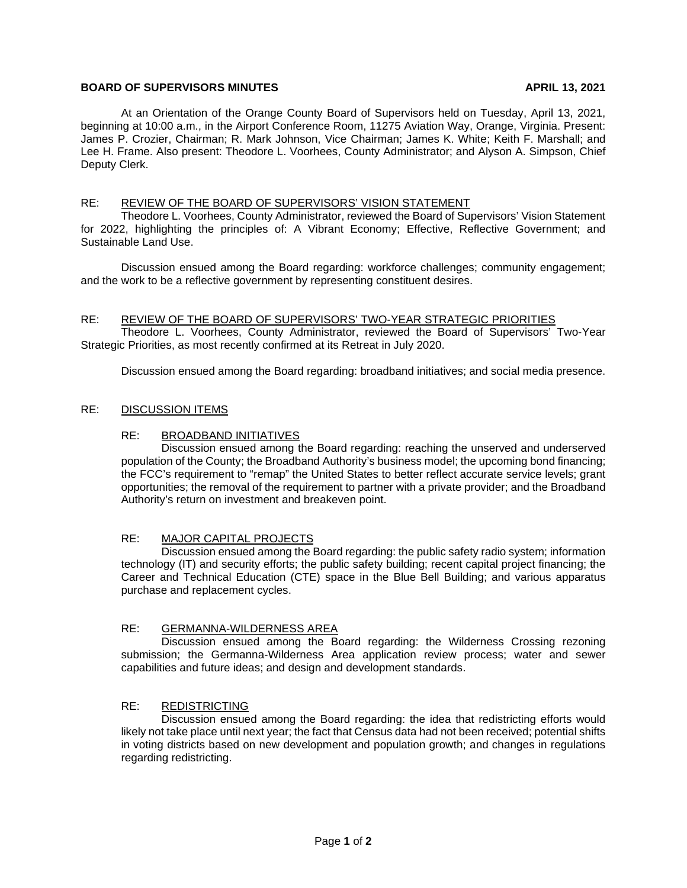**BOARD OF SUPERVISORS MINUTES** **APRIL 13, 2021**

At an Orientation of the Orange County Board of Supervisors held on Tuesday, April 13, 2021, beginning at 10:00 a.m., in the Airport Conference Room, 11275 Aviation Way, Orange, Virginia. Present: James P. Crozier, Chairman; R. Mark Johnson, Vice Chairman; James K. White; Keith F. Marshall; and Lee H. Frame. Also present: Theodore L. Voorhees, County Administrator; and Alyson A. Simpson, Chief Deputy Clerk.

RE: REVIEW OF THE BOARD OF SUPERVISORS' VISION STATEMENT

Theodore L. Voorhees, County Administrator, reviewed the Board of Supervisors' Vision Statement for 2022, highlighting the principles of: A Vibrant Economy; Effective, Reflective Government; and Sustainable Land Use.

Discussion ensued among the Board regarding: workforce challenges; community engagement; and the work to be a reflective government by representing constituent desires.

RE: REVIEW OF THE BOARD OF SUPERVISORS' TWO-YEAR STRATEGIC PRIORITIES

Theodore L. Voorhees, County Administrator, reviewed the Board of Supervisors' Two-Year Strategic Priorities, as most recently confirmed at its Retreat in July 2020.

Discussion ensued among the Board regarding: broadband initiatives; and social media presence.

RE: DISCUSSION ITEMS

RE: BROADBAND INITIATIVES

Discussion ensued among the Board regarding: reaching the unserved and underserved population of the County; the Broadband Authority's business model; the upcoming bond financing; the FCC's requirement to "remap" the United States to better reflect accurate service levels; grant opportunities; the removal of the requirement to partner with a private provider; and the Broadband Authority's return on investment and breakeven point.

RE: MAJOR CAPITAL PROJECTS

Discussion ensued among the Board regarding: the public safety radio system; information technology (IT) and security efforts; the public safety building; recent capital project financing; the Career and Technical Education (CTE) space in the Blue Bell Building; and various apparatus purchase and replacement cycles.

RE: GERMANNA-WILDERNESS AREA

Discussion ensued among the Board regarding: the Wilderness Crossing rezoning submission; the Germanna-Wilderness Area application review process; water and sewer capabilities and future ideas; and design and development standards.

RE: REDISTRICTING

Discussion ensued among the Board regarding: the idea that redistricting efforts would likely not take place until next year; the fact that Census data had not been received; potential shifts in voting districts based on new development and population growth; and changes in regulations regarding redistricting.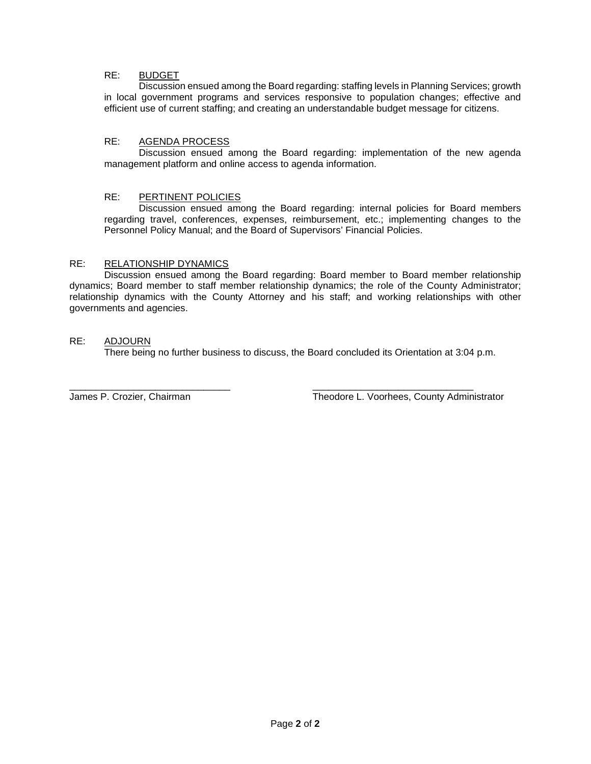RE: <u>BUDGET</u>

Discussion ensued among the Board regarding: staffing levels in Planning Services; growth in local government programs and services responsive to population changes; effective and efficient use of current staffing; and creating an understandable budget message for citizens.

RE: <u>AGENDA PROCESS</u>

Discussion ensued among the Board regarding: implementation of the new agenda management platform and online access to agenda information.

RE: <u>PERTINENT POLICIES</u>

Discussion ensued among the Board regarding: internal policies for Board members regarding travel, conferences, expenses, reimbursement, etc.; implementing changes to the Personnel Policy Manual; and the Board of Supervisors' Financial Policies.

RE: <u>RELATIONSHIP DYNAMICS</u>

Discussion ensued among the Board regarding: Board member to Board member relationship dynamics; Board member to staff member relationship dynamics; the role of the County Administrator; relationship dynamics with the County Attorney and his staff; and working relationships with other governments and agencies.

RE: <u>ADJOURN</u>

There being no further business to discuss, the Board concluded its Orientation at 3:04 p.m.

\_\_\_\_\_\_\_\_\_\_\_\_\_\_\_\_\_\_\_\_\_\_\_\_\_\_\_\_\_\_
James P. Crozier, Chairman

\_\_\_\_\_\_\_\_\_\_\_\_\_\_\_\_\_\_\_\_\_\_\_\_\_\_\_\_\_\_
Theodore L. Voorhees, County Administrator